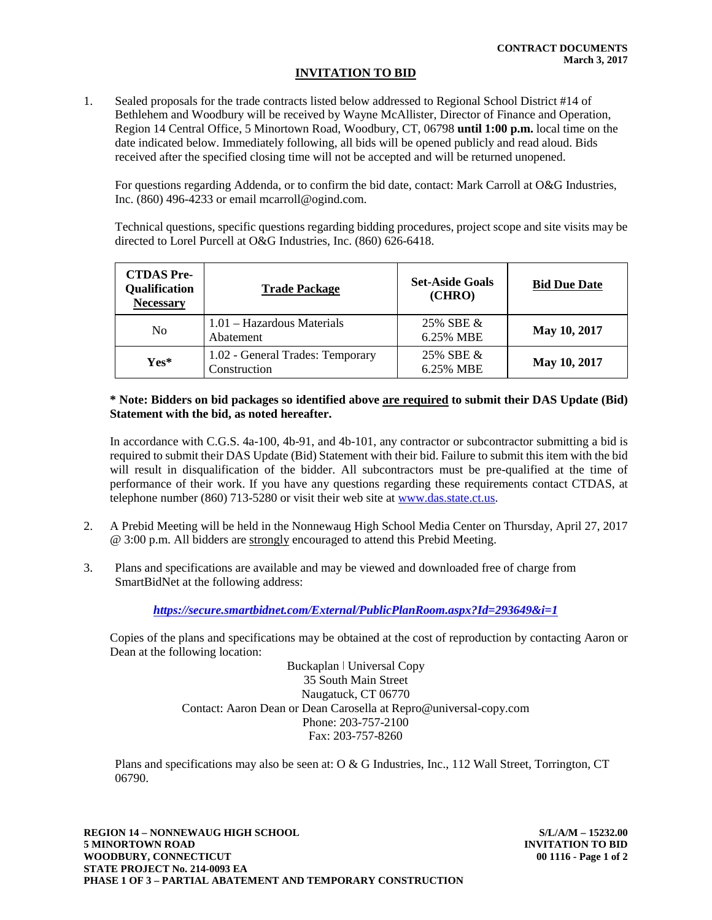**CONTRACT DOCUMENTS**
**March 3, 2017**

# INVITATION TO BID

1. Sealed proposals for the trade contracts listed below addressed to Regional School District #14 of Bethlehem and Woodbury will be received by Wayne McAllister, Director of Finance and Operation, Region 14 Central Office, 5 Minortown Road, Woodbury, CT, 06798 **until 1:00 p.m.** local time on the date indicated below. Immediately following, all bids will be opened publicly and read aloud. Bids received after the specified closing time will not be accepted and will be returned unopened.

   For questions regarding Addenda, or to confirm the bid date, contact: Mark Carroll at O&G Industries, Inc. (860) 496-4233 or email mcarroll@ogind.com.

   Technical questions, specific questions regarding bidding procedures, project scope and site visits may be directed to Lorel Purcell at O&G Industries, Inc. (860) 626-6418.

| CTDAS Pre-Qualification Necessary | Trade Package | Set-Aside Goals (CHRO) | Bid Due Date |
|---|---|---|---|
| No | 1.01 – Hazardous Materials Abatement | 25% SBE & 6.25% MBE | **May 10, 2017** |
| **Yes*** | 1.02 - General Trades: Temporary Construction | 25% SBE & 6.25% MBE | **May 10, 2017** |

**\* Note: Bidders on bid packages so identified above are required to submit their DAS Update (Bid) Statement with the bid, as noted hereafter.**

In accordance with C.G.S. 4a-100, 4b-91, and 4b-101, any contractor or subcontractor submitting a bid is required to submit their DAS Update (Bid) Statement with their bid. Failure to submit this item with the bid will result in disqualification of the bidder. All subcontractors must be pre-qualified at the time of performance of their work. If you have any questions regarding these requirements contact CTDAS, at telephone number (860) 713-5280 or visit their web site at www.das.state.ct.us.

2. A Prebid Meeting will be held in the Nonnewaug High School Media Center on Thursday, April 27, 2017 @ 3:00 p.m. All bidders are strongly encouraged to attend this Prebid Meeting.

3. Plans and specifications are available and may be viewed and downloaded free of charge from SmartBidNet at the following address:

   ***https://secure.smartbidnet.com/External/PublicPlanRoom.aspx?Id=293649&i=1***

   Copies of the plans and specifications may be obtained at the cost of reproduction by contacting Aaron or Dean at the following location:

   Buckaplan | Universal Copy
   35 South Main Street
   Naugatuck, CT 06770
   Contact: Aaron Dean or Dean Carosella at Repro@universal-copy.com
   Phone: 203-757-2100
   Fax: 203-757-8260

   Plans and specifications may also be seen at: O & G Industries, Inc., 112 Wall Street, Torrington, CT 06790.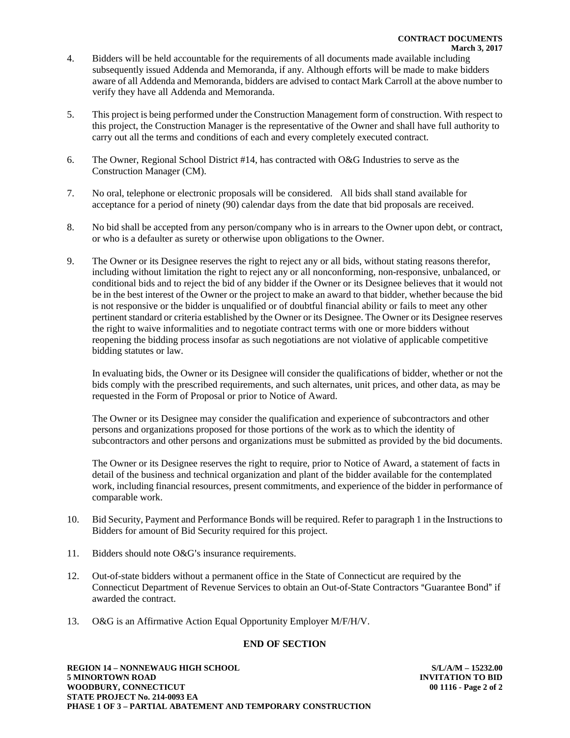4. Bidders will be held accountable for the requirements of all documents made available including subsequently issued Addenda and Memoranda, if any. Although efforts will be made to make bidders aware of all Addenda and Memoranda, bidders are advised to contact Mark Carroll at the above number to verify they have all Addenda and Memoranda.

5. This project is being performed under the Construction Management form of construction. With respect to this project, the Construction Manager is the representative of the Owner and shall have full authority to carry out all the terms and conditions of each and every completely executed contract.

6. The Owner, Regional School District #14, has contracted with O&G Industries to serve as the Construction Manager (CM).

7. No oral, telephone or electronic proposals will be considered. All bids shall stand available for acceptance for a period of ninety (90) calendar days from the date that bid proposals are received.

8. No bid shall be accepted from any person/company who is in arrears to the Owner upon debt, or contract, or who is a defaulter as surety or otherwise upon obligations to the Owner.

9. The Owner or its Designee reserves the right to reject any or all bids, without stating reasons therefor, including without limitation the right to reject any or all nonconforming, non-responsive, unbalanced, or conditional bids and to reject the bid of any bidder if the Owner or its Designee believes that it would not be in the best interest of the Owner or the project to make an award to that bidder, whether because the bid is not responsive or the bidder is unqualified or of doubtful financial ability or fails to meet any other pertinent standard or criteria established by the Owner or its Designee. The Owner or its Designee reserves the right to waive informalities and to negotiate contract terms with one or more bidders without reopening the bidding process insofar as such negotiations are not violative of applicable competitive bidding statutes or law.

   In evaluating bids, the Owner or its Designee will consider the qualifications of bidder, whether or not the bids comply with the prescribed requirements, and such alternates, unit prices, and other data, as may be requested in the Form of Proposal or prior to Notice of Award.

   The Owner or its Designee may consider the qualification and experience of subcontractors and other persons and organizations proposed for those portions of the work as to which the identity of subcontractors and other persons and organizations must be submitted as provided by the bid documents.

   The Owner or its Designee reserves the right to require, prior to Notice of Award, a statement of facts in detail of the business and technical organization and plant of the bidder available for the contemplated work, including financial resources, present commitments, and experience of the bidder in performance of comparable work.

10. Bid Security, Payment and Performance Bonds will be required. Refer to paragraph 1 in the Instructions to Bidders for amount of Bid Security required for this project.

11. Bidders should note O&G's insurance requirements.

12. Out-of-state bidders without a permanent office in the State of Connecticut are required by the Connecticut Department of Revenue Services to obtain an Out-of-State Contractors "Guarantee Bond" if awarded the contract.

13. O&G is an Affirmative Action Equal Opportunity Employer M/F/H/V.

**END OF SECTION**